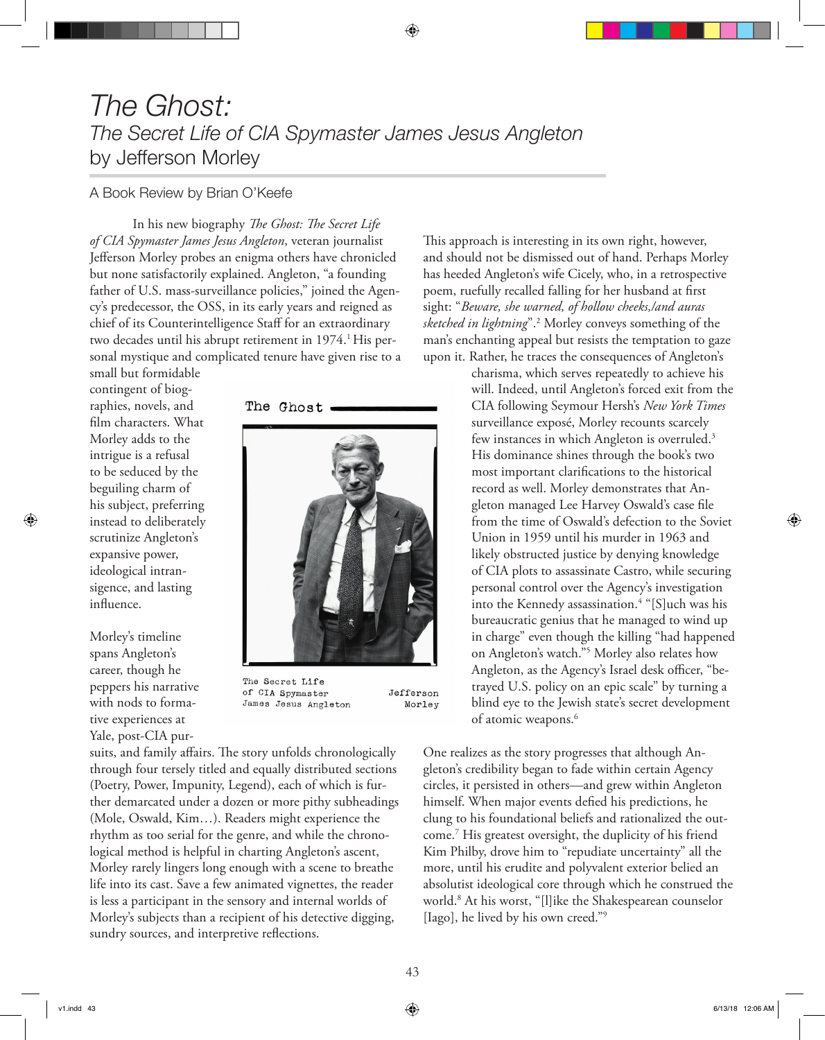# *The Ghost:*
## *The Secret Life of CIA Spymaster James Jesus Angleton* by Jefferson Morley

A Book Review by Brian O'Keefe

In his new biography *The Ghost: The Secret Life of CIA Spymaster James Jesus Angleton*, veteran journalist Jefferson Morley probes an enigma others have chronicled but none satisfactorily explained. Angleton, "a founding father of U.S. mass-surveillance policies," joined the Agency's predecessor, the OSS, in its early years and reigned as chief of its Counterintelligence Staff for an extraordinary two decades until his abrupt retirement in 1974.[1] His personal mystique and complicated tenure have given rise to a small but formidable contingent of biographies, novels, and film characters. What Morley adds to the intrigue is a refusal to be seduced by the beguiling charm of his subject, preferring instead to deliberately scrutinize Angleton's expansive power, ideological intransigence, and lasting influence.

The Ghost

The Secret Life of CIA Spymaster James Jesus Angleton

Jefferson Morley

Morley's timeline spans Angleton's career, though he peppers his narrative with nods to formative experiences at Yale, post-CIA pursuits, and family affairs. The story unfolds chronologically through four tersely titled and equally distributed sections (Poetry, Power, Impunity, Legend), each of which is further demarcated under a dozen or more pithy subheadings (Mole, Oswald, Kim…). Readers might experience the rhythm as too serial for the genre, and while the chronological method is helpful in charting Angleton's ascent, Morley rarely lingers long enough with a scene to breathe life into its cast. Save a few animated vignettes, the reader is less a participant in the sensory and internal worlds of Morley's subjects than a recipient of his detective digging, sundry sources, and interpretive reflections.

This approach is interesting in its own right, however, and should not be dismissed out of hand. Perhaps Morley has heeded Angleton's wife Cicely, who, in a retrospective poem, ruefully recalled falling for her husband at first sight: "*Beware, she warned, of hollow cheeks,/and auras sketched in lightning*".[2] Morley conveys something of the man's enchanting appeal but resists the temptation to gaze upon it. Rather, he traces the consequences of Angleton's charisma, which serves repeatedly to achieve his will. Indeed, until Angleton's forced exit from the CIA following Seymour Hersh's *New York Times* surveillance exposé, Morley recounts scarcely few instances in which Angleton is overruled.[3] His dominance shines through the book's two most important clarifications to the historical record as well. Morley demonstrates that Angleton managed Lee Harvey Oswald's case file from the time of Oswald's defection to the Soviet Union in 1959 until his murder in 1963 and likely obstructed justice by denying knowledge of CIA plots to assassinate Castro, while securing personal control over the Agency's investigation into the Kennedy assassination.[4] "[S]uch was his bureaucratic genius that he managed to wind up in charge" even though the killing "had happened on Angleton's watch."[5] Morley also relates how Angleton, as the Agency's Israel desk officer, "betrayed U.S. policy on an epic scale" by turning a blind eye to the Jewish state's secret development of atomic weapons.[6]

One realizes as the story progresses that although Angleton's credibility began to fade within certain Agency circles, it persisted in others—and grew within Angleton himself. When major events defied his predictions, he clung to his foundational beliefs and rationalized the outcome.[7] His greatest oversight, the duplicity of his friend Kim Philby, drove him to "repudiate uncertainty" all the more, until his erudite and polyvalent exterior belied an absolutist ideological core through which he construed the world.[8] At his worst, "[l]ike the Shakespearean counselor [Iago], he lived by his own creed."[9]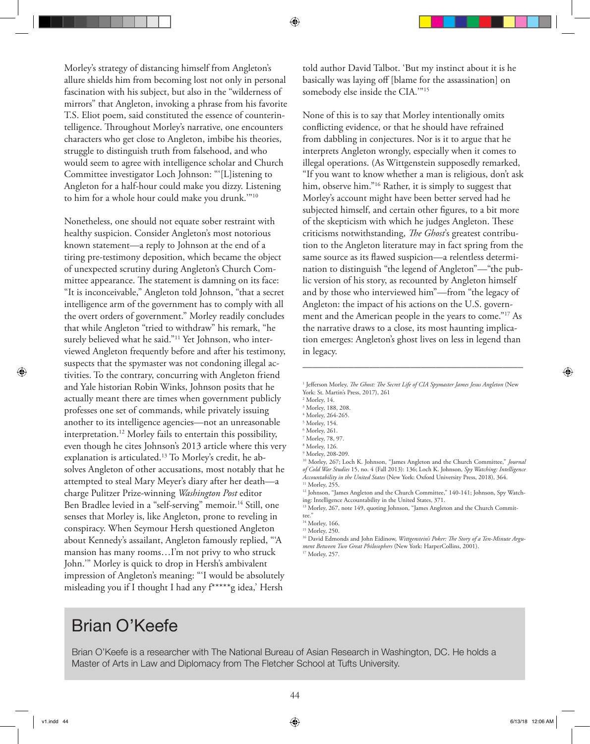Morley's strategy of distancing himself from Angleton's allure shields him from becoming lost not only in personal fascination with his subject, but also in the "wilderness of mirrors" that Angleton, invoking a phrase from his favorite T.S. Eliot poem, said constituted the essence of counterintelligence. Throughout Morley's narrative, one encounters characters who get close to Angleton, imbibe his theories, struggle to distinguish truth from falsehood, and who would seem to agree with intelligence scholar and Church Committee investigator Loch Johnson: "'[L]istening to Angleton for a half-hour could make you dizzy. Listening to him for a whole hour could make you drunk.'"[10]

Nonetheless, one should not equate sober restraint with healthy suspicion. Consider Angleton's most notorious known statement—a reply to Johnson at the end of a tiring pre-testimony deposition, which became the object of unexpected scrutiny during Angleton's Church Committee appearance. The statement is damning on its face: "It is inconceivable," Angleton told Johnson, "that a secret intelligence arm of the government has to comply with all the overt orders of government." Morley readily concludes that while Angleton "tried to withdraw" his remark, "he surely believed what he said."[11] Yet Johnson, who interviewed Angleton frequently before and after his testimony, suspects that the spymaster was not condoning illegal activities. To the contrary, concurring with Angleton friend and Yale historian Robin Winks, Johnson posits that he actually meant there are times when government publicly professes one set of commands, while privately issuing another to its intelligence agencies—not an unreasonable interpretation.[12] Morley fails to entertain this possibility, even though he cites Johnson's 2013 article where this very explanation is articulated.[13] To Morley's credit, he absolves Angleton of other accusations, most notably that he attempted to steal Mary Meyer's diary after her death—a charge Pulitzer Prize-winning *Washington Post* editor Ben Bradlee levied in a "self-serving" memoir.[14] Still, one senses that Morley is, like Angleton, prone to reveling in conspiracy. When Seymour Hersh questioned Angleton about Kennedy's assailant, Angleton famously replied, "'A mansion has many rooms…I'm not privy to who struck John.'" Morley is quick to drop in Hersh's ambivalent impression of Angleton's meaning: "'I would be absolutely misleading you if I thought I had any f*****g idea,' Hersh told author David Talbot. 'But my instinct about it is he basically was laying off [blame for the assassination] on somebody else inside the CIA.'"[15]

None of this is to say that Morley intentionally omits conflicting evidence, or that he should have refrained from dabbling in conjectures. Nor is it to argue that he interprets Angleton wrongly, especially when it comes to illegal operations. (As Wittgenstein supposedly remarked, "If you want to know whether a man is religious, don't ask him, observe him."[16] Rather, it is simply to suggest that Morley's account might have been better served had he subjected himself, and certain other figures, to a bit more of the skepticism with which he judges Angleton. These criticisms notwithstanding, *The Ghost*'s greatest contribution to the Angleton literature may in fact spring from the same source as its flawed suspicion—a relentless determination to distinguish "the legend of Angleton"—"the public version of his story, as recounted by Angleton himself and by those who interviewed him"—from "the legacy of Angleton: the impact of his actions on the U.S. government and the American people in the years to come."[17] As the narrative draws to a close, its most haunting implication emerges: Angleton's ghost lives on less in legend than in legacy.

---

[1] Jefferson Morley, *The Ghost: The Secret Life of CIA Spymaster James Jesus Angleton* (New York: St. Martin's Press, 2017), 261
[2] Morley, 14.
[3] Morley, 188, 208.
[4] Morley, 264-265.
[5] Morley, 154.
[6] Morley, 261.
[7] Morley, 78, 97.
[8] Morley, 126.
[9] Morley, 208-209.
[10] Morley, 267; Loch K. Johnson, "James Angleton and the Church Committee," *Journal of Cold War Studies* 15, no. 4 (Fall 2013): 136; Loch K. Johnson, *Spy Watching: Intelligence Accountability in the United States* (New York: Oxford University Press, 2018), 364.
[11] Morley, 255.
[12] Johnson, "James Angleton and the Church Committee," 140-141; Johnson, Spy Watching: Intelligence Accountability in the United States, 371.
[13] Morley, 267, note 149, quoting Johnson, "James Angleton and the Church Committee."
[14] Morley, 166.
[15] Morley, 250.
[16] David Edmonds and John Eidinow, *Wittgenstein's Poker: The Story of a Ten-Minute Argument Between Two Great Philosophers* (New York: HarperCollins, 2001).
[17] Morley, 257.

## Brian O'Keefe

Brian O'Keefe is a researcher with The National Bureau of Asian Research in Washington, DC. He holds a Master of Arts in Law and Diplomacy from The Fletcher School at Tufts University.